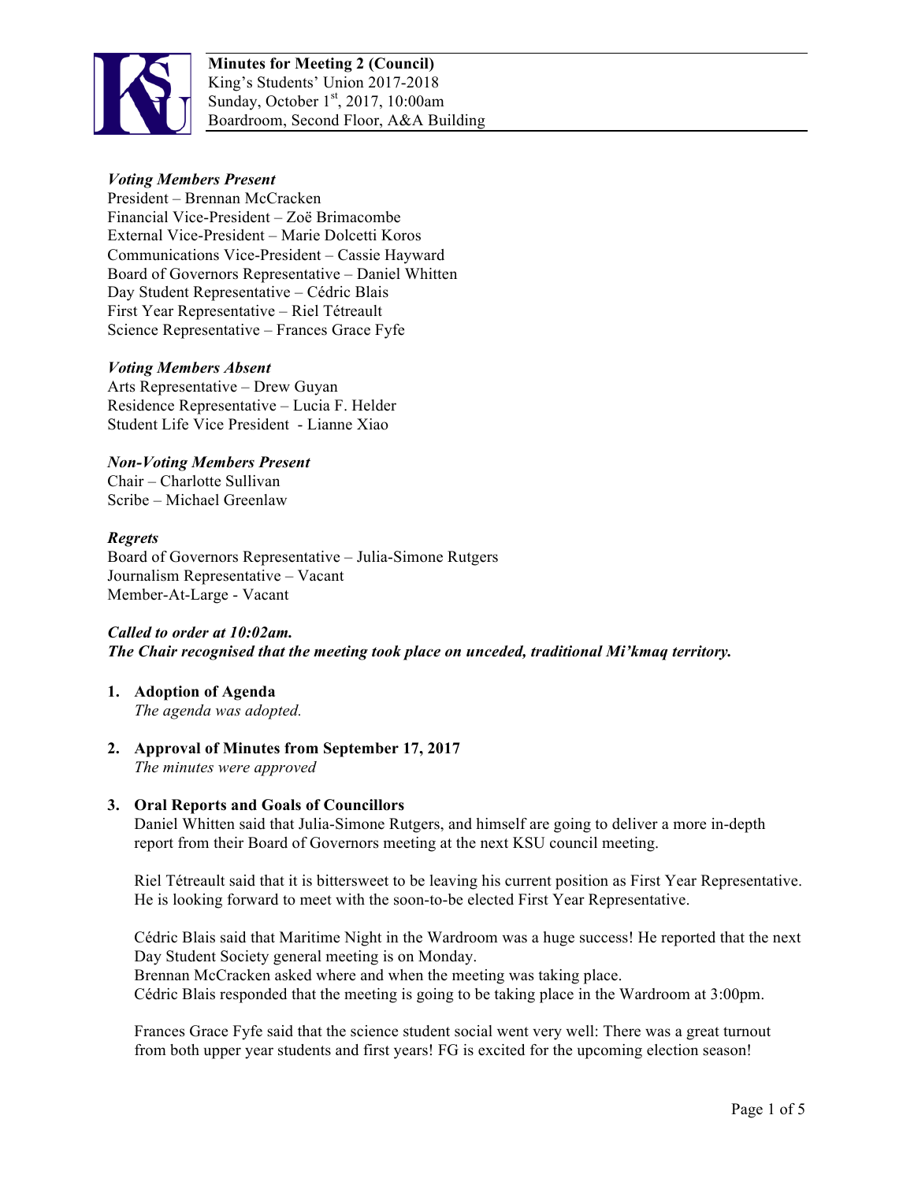**Minutes for Meeting 2 (Council)**
King's Students' Union 2017-2018
Sunday, October 1st, 2017, 10:00am
Boardroom, Second Floor, A&A Building

***Voting Members Present***
President – Brennan McCracken
Financial Vice-President – Zoë Brimacombe
External Vice-President – Marie Dolcetti Koros
Communications Vice-President – Cassie Hayward
Board of Governors Representative – Daniel Whitten
Day Student Representative – Cédric Blais
First Year Representative – Riel Tétreault
Science Representative – Frances Grace Fyfe

***Voting Members Absent***
Arts Representative – Drew Guyan
Residence Representative – Lucia F. Helder
Student Life Vice President - Lianne Xiao

***Non-Voting Members Present***
Chair – Charlotte Sullivan
Scribe – Michael Greenlaw

***Regrets***
Board of Governors Representative – Julia-Simone Rutgers
Journalism Representative – Vacant
Member-At-Large - Vacant

***Called to order at 10:02am.***
***The Chair recognised that the meeting took place on unceded, traditional Mi'kmaq territory.***

1. **Adoption of Agenda**
   *The agenda was adopted.*

2. **Approval of Minutes from September 17, 2017**
   *The minutes were approved*

3. **Oral Reports and Goals of Councillors**
   Daniel Whitten said that Julia-Simone Rutgers, and himself are going to deliver a more in-depth report from their Board of Governors meeting at the next KSU council meeting.

   Riel Tétreault said that it is bittersweet to be leaving his current position as First Year Representative. He is looking forward to meet with the soon-to-be elected First Year Representative.

   Cédric Blais said that Maritime Night in the Wardroom was a huge success! He reported that the next Day Student Society general meeting is on Monday.
   Brennan McCracken asked where and when the meeting was taking place.
   Cédric Blais responded that the meeting is going to be taking place in the Wardroom at 3:00pm.

   Frances Grace Fyfe said that the science student social went very well: There was a great turnout from both upper year students and first years! FG is excited for the upcoming election season!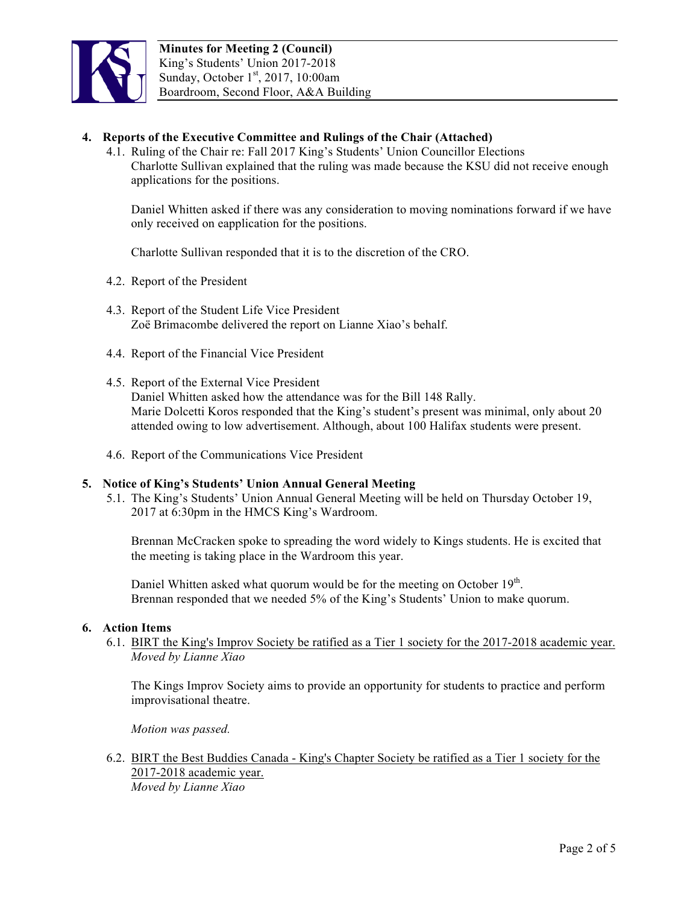**Minutes for Meeting 2 (Council)**
King's Students' Union 2017-2018
Sunday, October 1st, 2017, 10:00am
Boardroom, Second Floor, A&A Building

## 4. Reports of the Executive Committee and Rulings of the Chair (Attached)

4.1. Ruling of the Chair re: Fall 2017 King's Students' Union Councillor Elections
Charlotte Sullivan explained that the ruling was made because the KSU did not receive enough applications for the positions.

Daniel Whitten asked if there was any consideration to moving nominations forward if we have only received on eapplication for the positions.

Charlotte Sullivan responded that it is to the discretion of the CRO.

4.2. Report of the President

4.3. Report of the Student Life Vice President
Zoë Brimacombe delivered the report on Lianne Xiao's behalf.

4.4. Report of the Financial Vice President

4.5. Report of the External Vice President
Daniel Whitten asked how the attendance was for the Bill 148 Rally.
Marie Dolcetti Koros responded that the King's student's present was minimal, only about 20 attended owing to low advertisement. Although, about 100 Halifax students were present.

4.6. Report of the Communications Vice President

## 5. Notice of King's Students' Union Annual General Meeting

5.1. The King's Students' Union Annual General Meeting will be held on Thursday October 19, 2017 at 6:30pm in the HMCS King's Wardroom.

Brennan McCracken spoke to spreading the word widely to Kings students. He is excited that the meeting is taking place in the Wardroom this year.

Daniel Whitten asked what quorum would be for the meeting on October 19th.
Brennan responded that we needed 5% of the King's Students' Union to make quorum.

## 6. Action Items

6.1. BIRT the King's Improv Society be ratified as a Tier 1 society for the 2017-2018 academic year.
*Moved by Lianne Xiao*

The Kings Improv Society aims to provide an opportunity for students to practice and perform improvisational theatre.

*Motion was passed.*

6.2. BIRT the Best Buddies Canada - King's Chapter Society be ratified as a Tier 1 society for the 2017-2018 academic year.
*Moved by Lianne Xiao*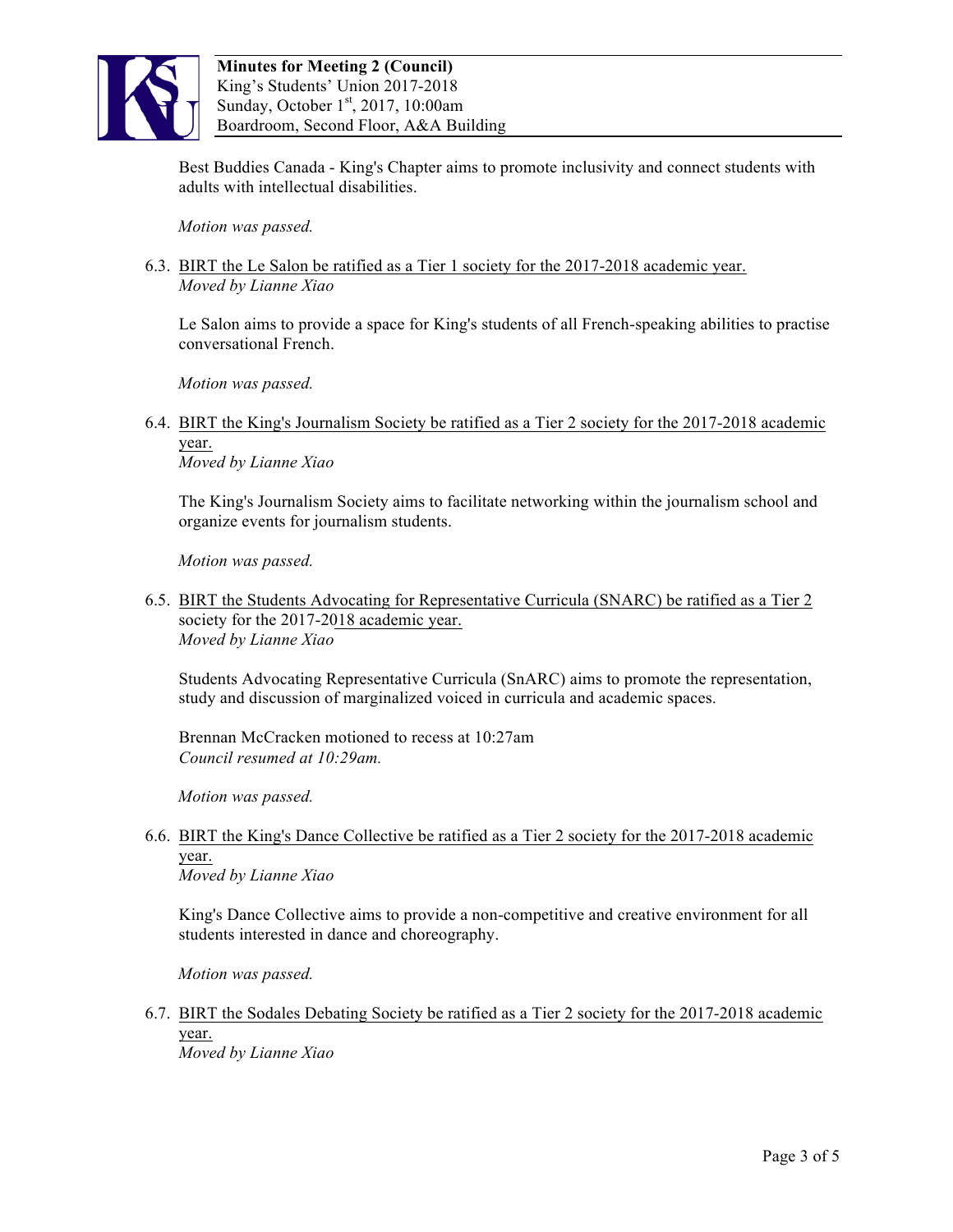Best Buddies Canada - King's Chapter aims to promote inclusivity and connect students with adults with intellectual disabilities.

*Motion was passed.*

6.3. BIRT the Le Salon be ratified as a Tier 1 society for the 2017-2018 academic year.
*Moved by Lianne Xiao*

Le Salon aims to provide a space for King's students of all French-speaking abilities to practise conversational French.

*Motion was passed.*

6.4. BIRT the King's Journalism Society be ratified as a Tier 2 society for the 2017-2018 academic year.
*Moved by Lianne Xiao*

The King's Journalism Society aims to facilitate networking within the journalism school and organize events for journalism students.

*Motion was passed.*

6.5. BIRT the Students Advocating for Representative Curricula (SNARC) be ratified as a Tier 2 society for the 2017-2018 academic year.
*Moved by Lianne Xiao*

Students Advocating Representative Curricula (SnARC) aims to promote the representation, study and discussion of marginalized voiced in curricula and academic spaces.

Brennan McCracken motioned to recess at 10:27am
*Council resumed at 10:29am.*

*Motion was passed.*

6.6. BIRT the King's Dance Collective be ratified as a Tier 2 society for the 2017-2018 academic year.
*Moved by Lianne Xiao*

King's Dance Collective aims to provide a non-competitive and creative environment for all students interested in dance and choreography.

*Motion was passed.*

6.7. BIRT the Sodales Debating Society be ratified as a Tier 2 society for the 2017-2018 academic year.
*Moved by Lianne Xiao*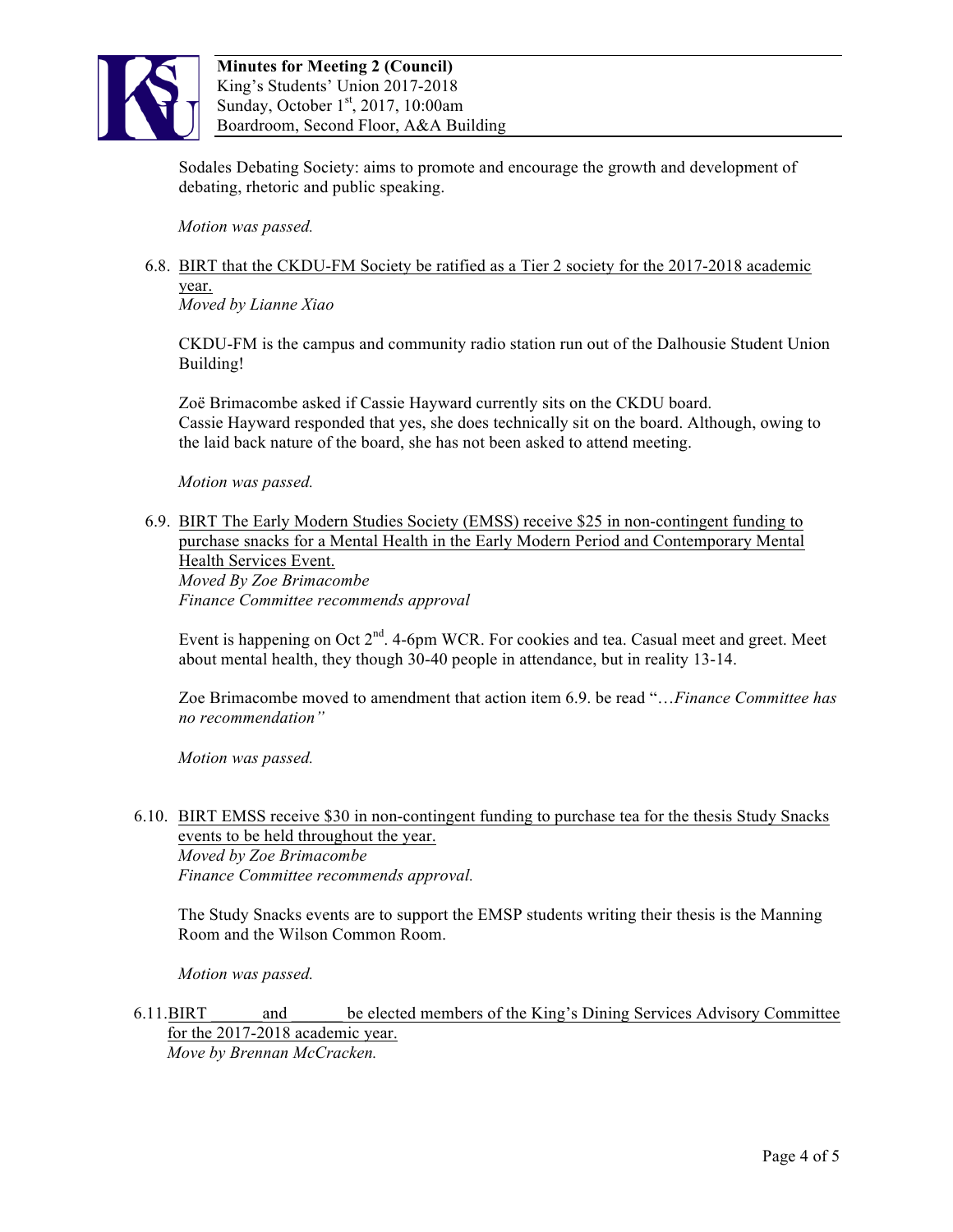Sodales Debating Society: aims to promote and encourage the growth and development of debating, rhetoric and public speaking.

*Motion was passed.*

6.8. <u>BIRT that the CKDU-FM Society be ratified as a Tier 2 society for the 2017-2018 academic year.</u>
*Moved by Lianne Xiao*

CKDU-FM is the campus and community radio station run out of the Dalhousie Student Union Building!

Zoë Brimacombe asked if Cassie Hayward currently sits on the CKDU board.
Cassie Hayward responded that yes, she does technically sit on the board. Although, owing to the laid back nature of the board, she has not been asked to attend meeting.

*Motion was passed.*

6.9. <u>BIRT The Early Modern Studies Society (EMSS) receive $25 in non-contingent funding to purchase snacks for a Mental Health in the Early Modern Period and Contemporary Mental Health Services Event.</u>
*Moved By Zoe Brimacombe*
*Finance Committee recommends approval*

Event is happening on Oct 2nd. 4-6pm WCR. For cookies and tea. Casual meet and greet. Meet about mental health, they though 30-40 people in attendance, but in reality 13-14.

Zoe Brimacombe moved to amendment that action item 6.9. be read "…*Finance Committee has no recommendation"*

*Motion was passed.*

6.10. <u>BIRT EMSS receive $30 in non-contingent funding to purchase tea for the thesis Study Snacks events to be held throughout the year.</u>
*Moved by Zoe Brimacombe*
*Finance Committee recommends approval.*

The Study Snacks events are to support the EMSP students writing their thesis is the Manning Room and the Wilson Common Room.

*Motion was passed.*

6.11. <u>BIRT ______ and ______ be elected members of the King's Dining Services Advisory Committee for the 2017-2018 academic year.</u>
*Move by Brennan McCracken.*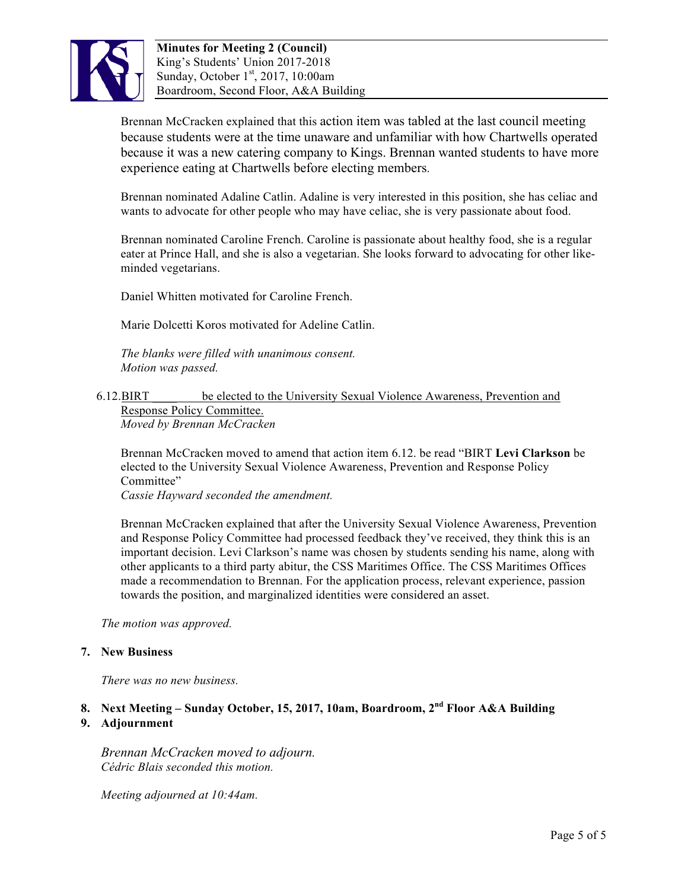Brennan McCracken explained that this action item was tabled at the last council meeting because students were at the time unaware and unfamiliar with how Chartwells operated because it was a new catering company to Kings. Brennan wanted students to have more experience eating at Chartwells before electing members.

Brennan nominated Adaline Catlin. Adaline is very interested in this position, she has celiac and wants to advocate for other people who may have celiac, she is very passionate about food.

Brennan nominated Caroline French. Caroline is passionate about healthy food, she is a regular eater at Prince Hall, and she is also a vegetarian. She looks forward to advocating for other like-minded vegetarians.

Daniel Whitten motivated for Caroline French.

Marie Dolcetti Koros motivated for Adeline Catlin.

*The blanks were filled with unanimous consent.*
*Motion was passed.*

6.12. BIRT \_\_\_\_\_\_\_ be elected to the University Sexual Violence Awareness, Prevention and Response Policy Committee.
*Moved by Brennan McCracken*

Brennan McCracken moved to amend that action item 6.12. be read "BIRT **Levi Clarkson** be elected to the University Sexual Violence Awareness, Prevention and Response Policy Committee"
*Cassie Hayward seconded the amendment.*

Brennan McCracken explained that after the University Sexual Violence Awareness, Prevention and Response Policy Committee had processed feedback they've received, they think this is an important decision. Levi Clarkson's name was chosen by students sending his name, along with other applicants to a third party abitur, the CSS Maritimes Office. The CSS Maritimes Offices made a recommendation to Brennan. For the application process, relevant experience, passion towards the position, and marginalized identities were considered an asset.

*The motion was approved.*

## 7. New Business

*There was no new business.*

## 8. Next Meeting – Sunday October, 15, 2017, 10am, Boardroom, 2nd Floor A&A Building

## 9. Adjournment

*Brennan McCracken moved to adjourn.*
*Cédric Blais seconded this motion.*

*Meeting adjourned at 10:44am.*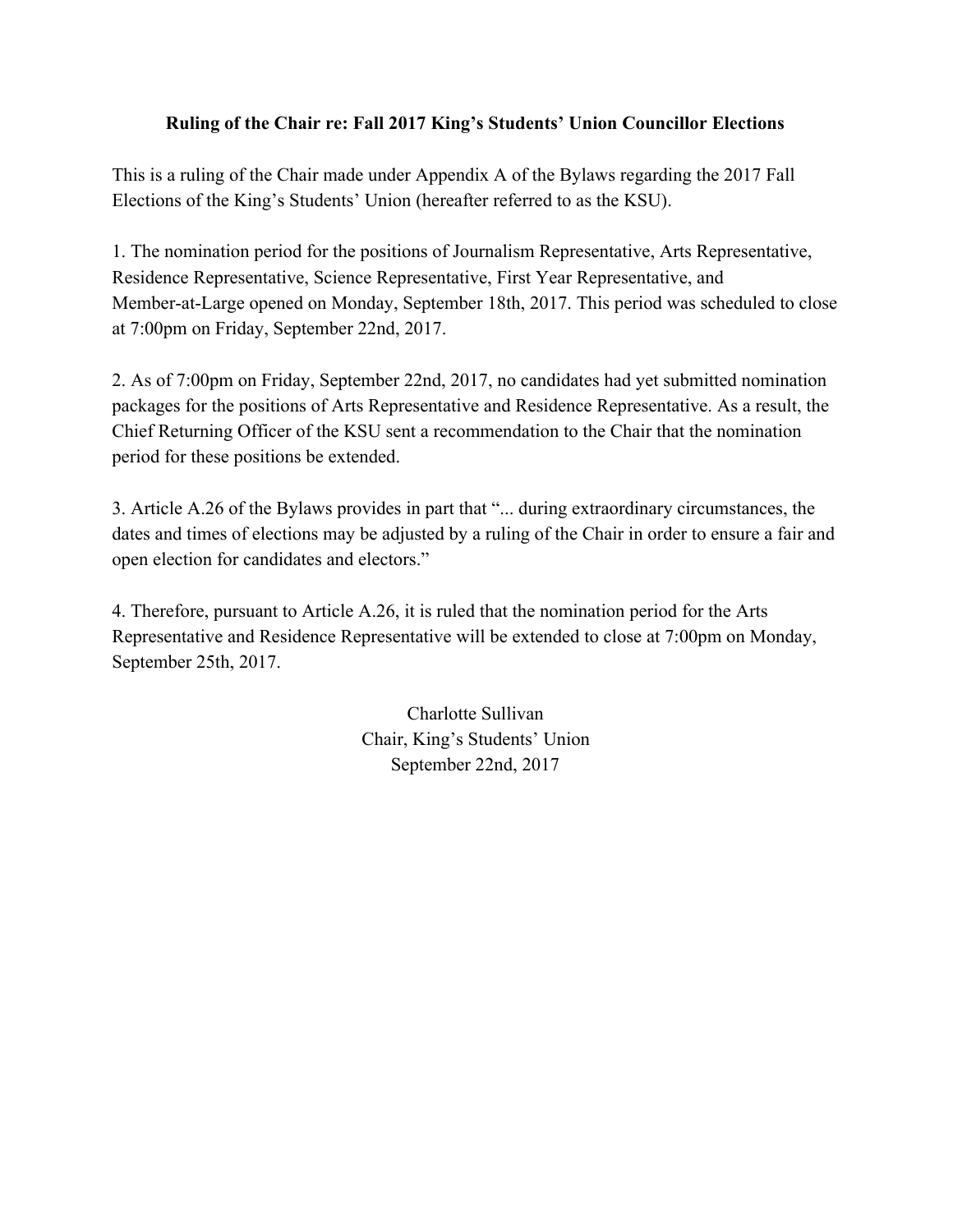**Ruling of the Chair re: Fall 2017 King's Students' Union Councillor Elections**

This is a ruling of the Chair made under Appendix A of the Bylaws regarding the 2017 Fall Elections of the King's Students' Union (hereafter referred to as the KSU).

1. The nomination period for the positions of Journalism Representative, Arts Representative, Residence Representative, Science Representative, First Year Representative, and Member-at-Large opened on Monday, September 18th, 2017. This period was scheduled to close at 7:00pm on Friday, September 22nd, 2017.

2. As of 7:00pm on Friday, September 22nd, 2017, no candidates had yet submitted nomination packages for the positions of Arts Representative and Residence Representative. As a result, the Chief Returning Officer of the KSU sent a recommendation to the Chair that the nomination period for these positions be extended.

3. Article A.26 of the Bylaws provides in part that "... during extraordinary circumstances, the dates and times of elections may be adjusted by a ruling of the Chair in order to ensure a fair and open election for candidates and electors."

4. Therefore, pursuant to Article A.26, it is ruled that the nomination period for the Arts Representative and Residence Representative will be extended to close at 7:00pm on Monday, September 25th, 2017.

Charlotte Sullivan
Chair, King's Students' Union
September 22nd, 2017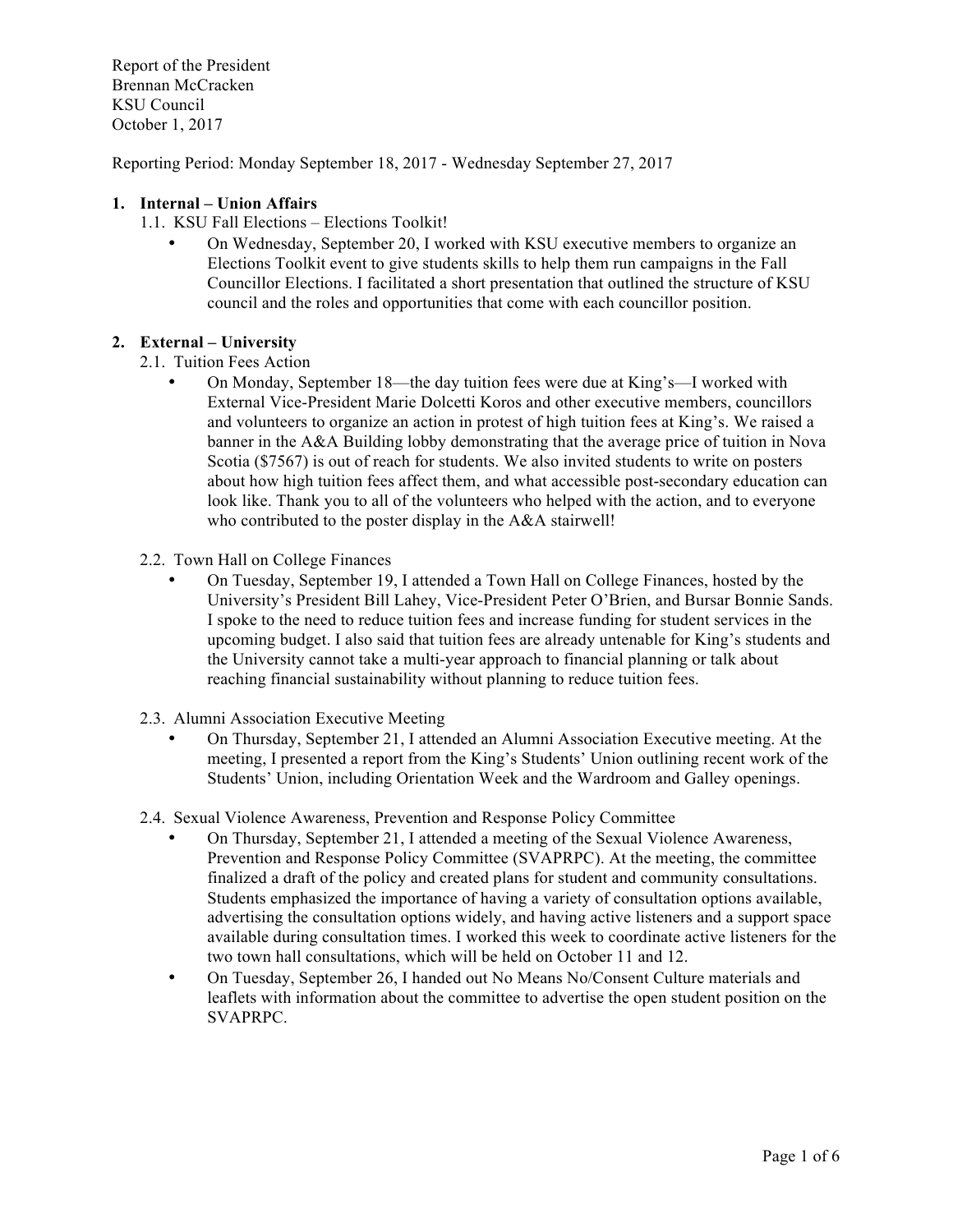Report of the President
Brennan McCracken
KSU Council
October 1, 2017

Reporting Period: Monday September 18, 2017 - Wednesday September 27, 2017

## 1. Internal – Union Affairs

### 1.1. KSU Fall Elections – Elections Toolkit!

- On Wednesday, September 20, I worked with KSU executive members to organize an Elections Toolkit event to give students skills to help them run campaigns in the Fall Councillor Elections. I facilitated a short presentation that outlined the structure of KSU council and the roles and opportunities that come with each councillor position.

## 2. External – University

### 2.1. Tuition Fees Action

- On Monday, September 18—the day tuition fees were due at King's—I worked with External Vice-President Marie Dolcetti Koros and other executive members, councillors and volunteers to organize an action in protest of high tuition fees at King's. We raised a banner in the A&A Building lobby demonstrating that the average price of tuition in Nova Scotia ($7567) is out of reach for students. We also invited students to write on posters about how high tuition fees affect them, and what accessible post-secondary education can look like. Thank you to all of the volunteers who helped with the action, and to everyone who contributed to the poster display in the A&A stairwell!

### 2.2. Town Hall on College Finances

- On Tuesday, September 19, I attended a Town Hall on College Finances, hosted by the University's President Bill Lahey, Vice-President Peter O'Brien, and Bursar Bonnie Sands. I spoke to the need to reduce tuition fees and increase funding for student services in the upcoming budget. I also said that tuition fees are already untenable for King's students and the University cannot take a multi-year approach to financial planning or talk about reaching financial sustainability without planning to reduce tuition fees.

### 2.3. Alumni Association Executive Meeting

- On Thursday, September 21, I attended an Alumni Association Executive meeting. At the meeting, I presented a report from the King's Students' Union outlining recent work of the Students' Union, including Orientation Week and the Wardroom and Galley openings.

### 2.4. Sexual Violence Awareness, Prevention and Response Policy Committee

- On Thursday, September 21, I attended a meeting of the Sexual Violence Awareness, Prevention and Response Policy Committee (SVAPRPC). At the meeting, the committee finalized a draft of the policy and created plans for student and community consultations. Students emphasized the importance of having a variety of consultation options available, advertising the consultation options widely, and having active listeners and a support space available during consultation times. I worked this week to coordinate active listeners for the two town hall consultations, which will be held on October 11 and 12.
- On Tuesday, September 26, I handed out No Means No/Consent Culture materials and leaflets with information about the committee to advertise the open student position on the SVAPRPC.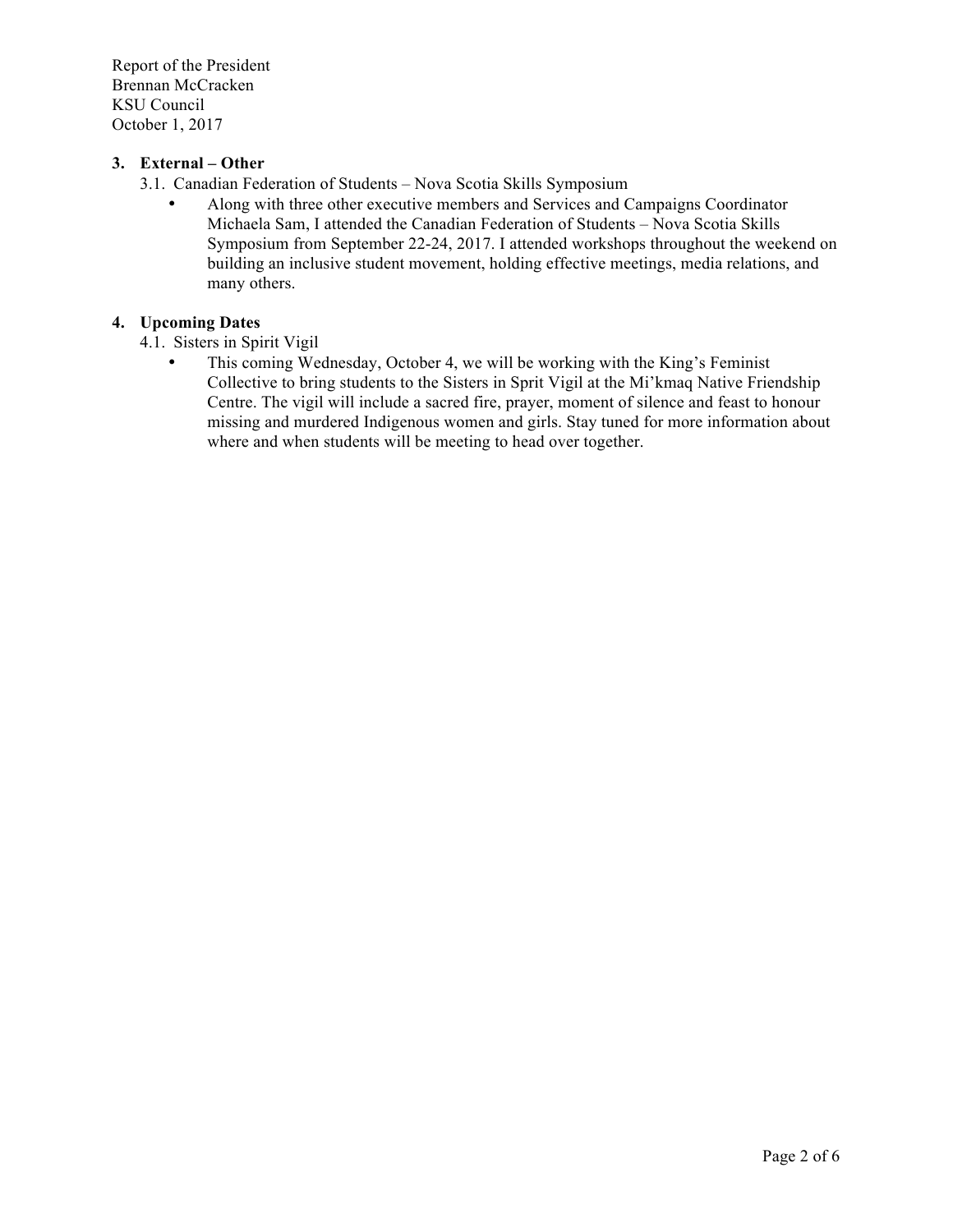Report of the President
Brennan McCracken
KSU Council
October 1, 2017

**3. External – Other**

3.1. Canadian Federation of Students – Nova Scotia Skills Symposium

- Along with three other executive members and Services and Campaigns Coordinator Michaela Sam, I attended the Canadian Federation of Students – Nova Scotia Skills Symposium from September 22-24, 2017. I attended workshops throughout the weekend on building an inclusive student movement, holding effective meetings, media relations, and many others.

**4. Upcoming Dates**

4.1. Sisters in Spirit Vigil

- This coming Wednesday, October 4, we will be working with the King's Feminist Collective to bring students to the Sisters in Sprit Vigil at the Mi'kmaq Native Friendship Centre. The vigil will include a sacred fire, prayer, moment of silence and feast to honour missing and murdered Indigenous women and girls. Stay tuned for more information about where and when students will be meeting to head over together.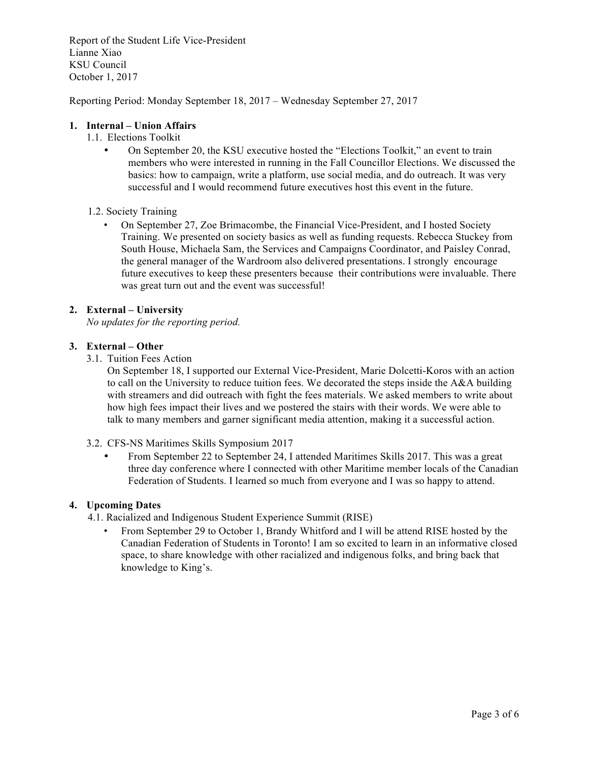Report of the Student Life Vice-President
Lianne Xiao
KSU Council
October 1, 2017

Reporting Period: Monday September 18, 2017 – Wednesday September 27, 2017

## 1. Internal – Union Affairs

### 1.1. Elections Toolkit

- On September 20, the KSU executive hosted the "Elections Toolkit," an event to train members who were interested in running in the Fall Councillor Elections. We discussed the basics: how to campaign, write a platform, use social media, and do outreach. It was very successful and I would recommend future executives host this event in the future.

### 1.2. Society Training

- On September 27, Zoe Brimacombe, the Financial Vice-President, and I hosted Society Training. We presented on society basics as well as funding requests. Rebecca Stuckey from South House, Michaela Sam, the Services and Campaigns Coordinator, and Paisley Conrad, the general manager of the Wardroom also delivered presentations. I strongly encourage future executives to keep these presenters because their contributions were invaluable. There was great turn out and the event was successful!

## 2. External – University

*No updates for the reporting period.*

## 3. External – Other

### 3.1. Tuition Fees Action

On September 18, I supported our External Vice-President, Marie Dolcetti-Koros with an action to call on the University to reduce tuition fees. We decorated the steps inside the A&A building with streamers and did outreach with fight the fees materials. We asked members to write about how high fees impact their lives and we postered the stairs with their words. We were able to talk to many members and garner significant media attention, making it a successful action.

### 3.2. CFS-NS Maritimes Skills Symposium 2017

- From September 22 to September 24, I attended Maritimes Skills 2017. This was a great three day conference where I connected with other Maritime member locals of the Canadian Federation of Students. I learned so much from everyone and I was so happy to attend.

## 4. Upcoming Dates

### 4.1. Racialized and Indigenous Student Experience Summit (RISE)

- From September 29 to October 1, Brandy Whitford and I will be attend RISE hosted by the Canadian Federation of Students in Toronto! I am so excited to learn in an informative closed space, to share knowledge with other racialized and indigenous folks, and bring back that knowledge to King's.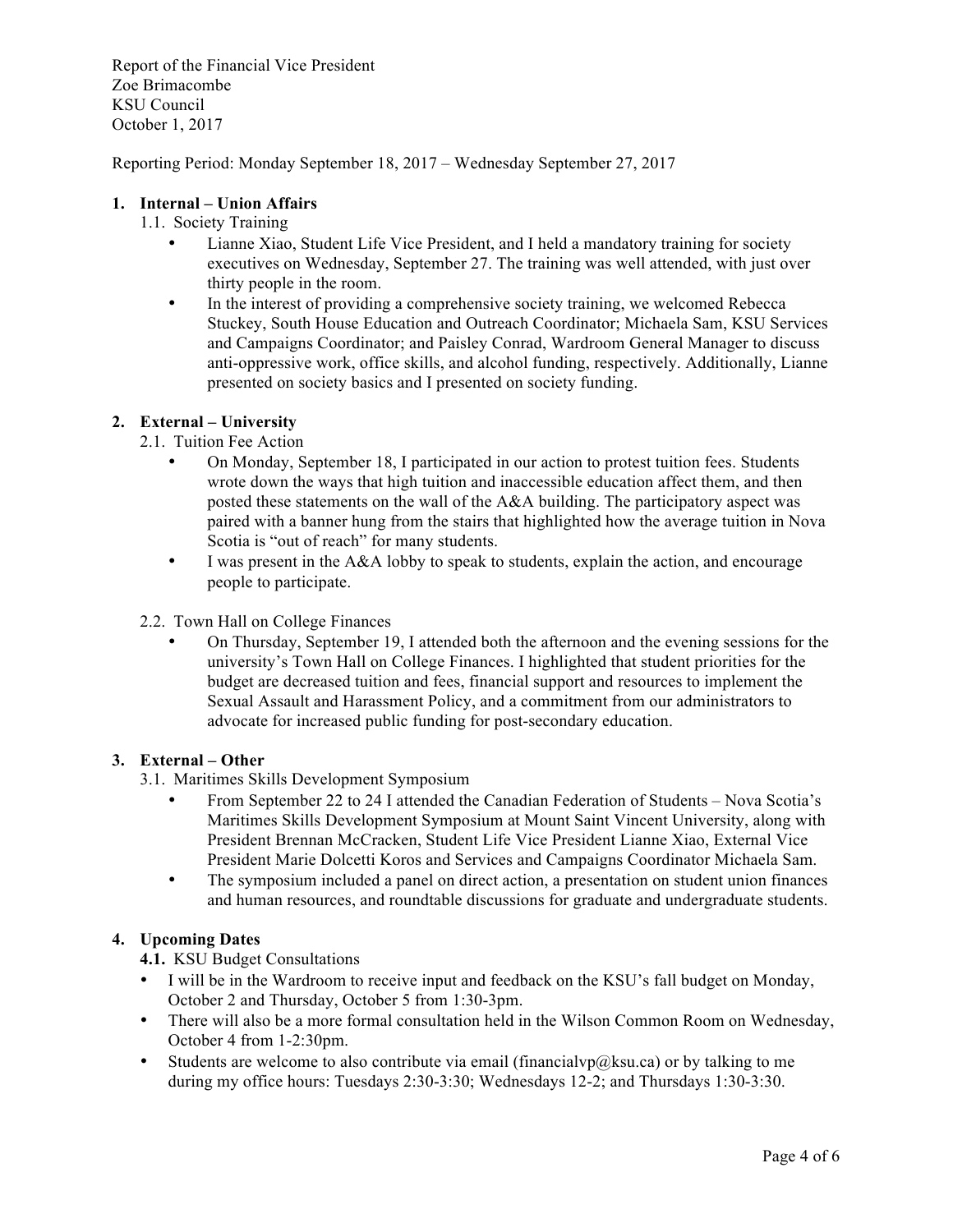Report of the Financial Vice President
Zoe Brimacombe
KSU Council
October 1, 2017

Reporting Period: Monday September 18, 2017 – Wednesday September 27, 2017

## 1. Internal – Union Affairs

### 1.1. Society Training

- Lianne Xiao, Student Life Vice President, and I held a mandatory training for society executives on Wednesday, September 27. The training was well attended, with just over thirty people in the room.
- In the interest of providing a comprehensive society training, we welcomed Rebecca Stuckey, South House Education and Outreach Coordinator; Michaela Sam, KSU Services and Campaigns Coordinator; and Paisley Conrad, Wardroom General Manager to discuss anti-oppressive work, office skills, and alcohol funding, respectively. Additionally, Lianne presented on society basics and I presented on society funding.

## 2. External – University

### 2.1. Tuition Fee Action

- On Monday, September 18, I participated in our action to protest tuition fees. Students wrote down the ways that high tuition and inaccessible education affect them, and then posted these statements on the wall of the A&A building. The participatory aspect was paired with a banner hung from the stairs that highlighted how the average tuition in Nova Scotia is "out of reach" for many students.
- I was present in the A&A lobby to speak to students, explain the action, and encourage people to participate.

### 2.2. Town Hall on College Finances

- On Thursday, September 19, I attended both the afternoon and the evening sessions for the university's Town Hall on College Finances. I highlighted that student priorities for the budget are decreased tuition and fees, financial support and resources to implement the Sexual Assault and Harassment Policy, and a commitment from our administrators to advocate for increased public funding for post-secondary education.

## 3. External – Other

### 3.1. Maritimes Skills Development Symposium

- From September 22 to 24 I attended the Canadian Federation of Students – Nova Scotia's Maritimes Skills Development Symposium at Mount Saint Vincent University, along with President Brennan McCracken, Student Life Vice President Lianne Xiao, External Vice President Marie Dolcetti Koros and Services and Campaigns Coordinator Michaela Sam.
- The symposium included a panel on direct action, a presentation on student union finances and human resources, and roundtable discussions for graduate and undergraduate students.

## 4. Upcoming Dates

### 4.1. KSU Budget Consultations

- I will be in the Wardroom to receive input and feedback on the KSU's fall budget on Monday, October 2 and Thursday, October 5 from 1:30-3pm.
- There will also be a more formal consultation held in the Wilson Common Room on Wednesday, October 4 from 1-2:30pm.
- Students are welcome to also contribute via email (financialvp@ksu.ca) or by talking to me during my office hours: Tuesdays 2:30-3:30; Wednesdays 12-2; and Thursdays 1:30-3:30.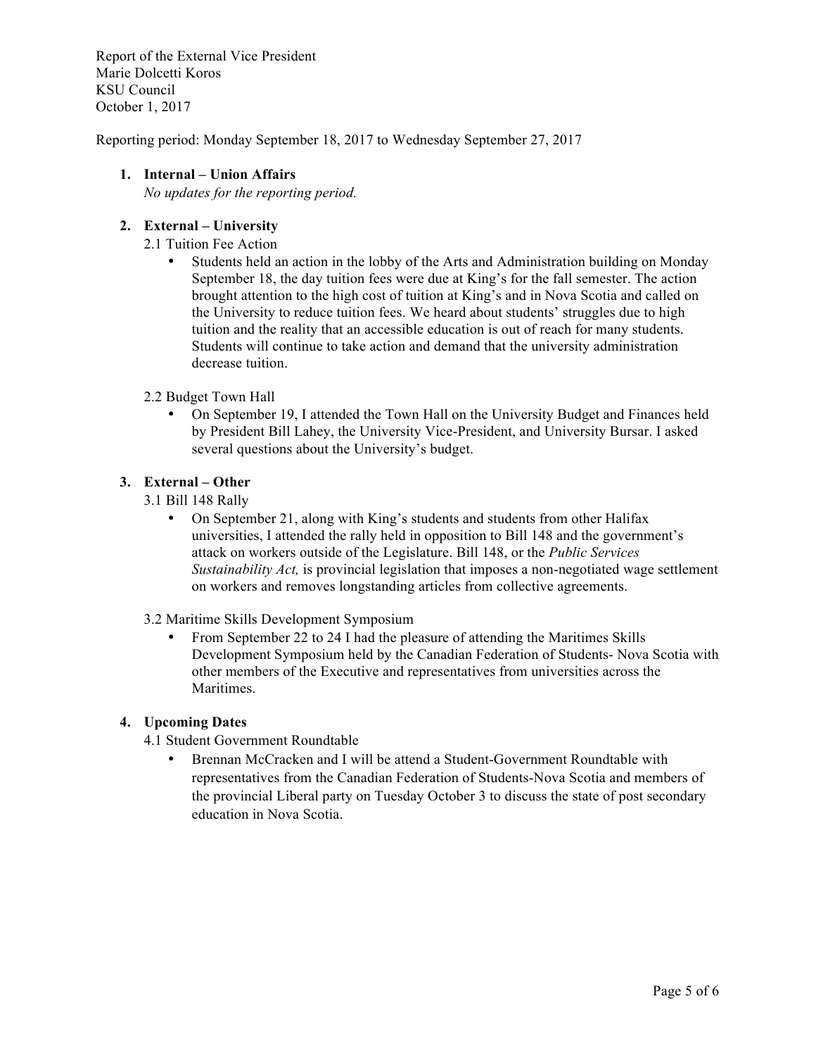Report of the External Vice President
Marie Dolcetti Koros
KSU Council
October 1, 2017

Reporting period: Monday September 18, 2017 to Wednesday September 27, 2017

1. **Internal – Union Affairs**
   *No updates for the reporting period.*

2. **External – University**

   2.1 Tuition Fee Action

   - Students held an action in the lobby of the Arts and Administration building on Monday September 18, the day tuition fees were due at King's for the fall semester. The action brought attention to the high cost of tuition at King's and in Nova Scotia and called on the University to reduce tuition fees. We heard about students' struggles due to high tuition and the reality that an accessible education is out of reach for many students. Students will continue to take action and demand that the university administration decrease tuition.

   2.2 Budget Town Hall

   - On September 19, I attended the Town Hall on the University Budget and Finances held by President Bill Lahey, the University Vice-President, and University Bursar. I asked several questions about the University's budget.

3. **External – Other**

   3.1 Bill 148 Rally

   - On September 21, along with King's students and students from other Halifax universities, I attended the rally held in opposition to Bill 148 and the government's attack on workers outside of the Legislature. Bill 148, or the *Public Services Sustainability Act,* is provincial legislation that imposes a non-negotiated wage settlement on workers and removes longstanding articles from collective agreements.

   3.2 Maritime Skills Development Symposium

   - From September 22 to 24 I had the pleasure of attending the Maritimes Skills Development Symposium held by the Canadian Federation of Students- Nova Scotia with other members of the Executive and representatives from universities across the Maritimes.

4. **Upcoming Dates**

   4.1 Student Government Roundtable

   - Brennan McCracken and I will be attend a Student-Government Roundtable with representatives from the Canadian Federation of Students-Nova Scotia and members of the provincial Liberal party on Tuesday October 3 to discuss the state of post secondary education in Nova Scotia.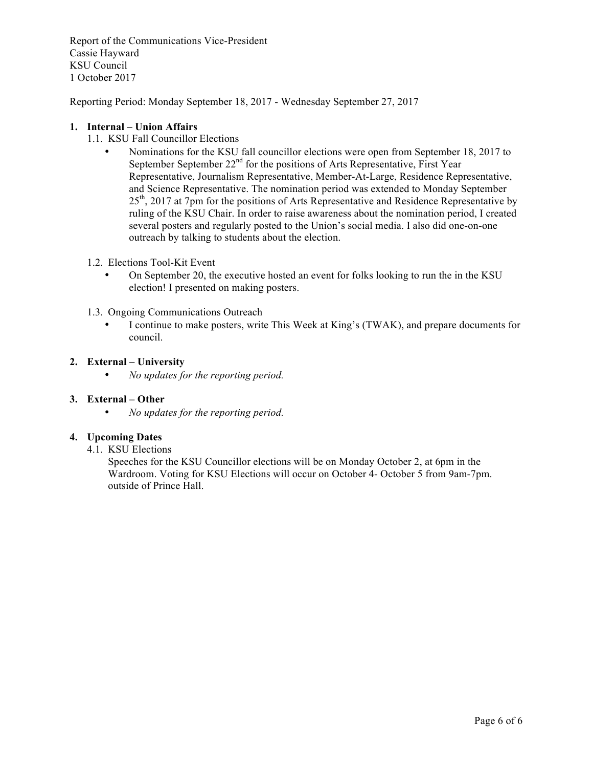Report of the Communications Vice-President
Cassie Hayward
KSU Council
1 October 2017

Reporting Period: Monday September 18, 2017 - Wednesday September 27, 2017

## 1. Internal – Union Affairs

### 1.1. KSU Fall Councillor Elections

- Nominations for the KSU fall councillor elections were open from September 18, 2017 to September September 22nd for the positions of Arts Representative, First Year Representative, Journalism Representative, Member-At-Large, Residence Representative, and Science Representative. The nomination period was extended to Monday September 25th, 2017 at 7pm for the positions of Arts Representative and Residence Representative by ruling of the KSU Chair. In order to raise awareness about the nomination period, I created several posters and regularly posted to the Union's social media. I also did one-on-one outreach by talking to students about the election.

### 1.2. Elections Tool-Kit Event

- On September 20, the executive hosted an event for folks looking to run the in the KSU election! I presented on making posters.

### 1.3. Ongoing Communications Outreach

- I continue to make posters, write This Week at King's (TWAK), and prepare documents for council.

## 2. External – University

- *No updates for the reporting period.*

## 3. External – Other

- *No updates for the reporting period.*

## 4. Upcoming Dates

### 4.1. KSU Elections

Speeches for the KSU Councillor elections will be on Monday October 2, at 6pm in the Wardroom. Voting for KSU Elections will occur on October 4- October 5 from 9am-7pm. outside of Prince Hall.